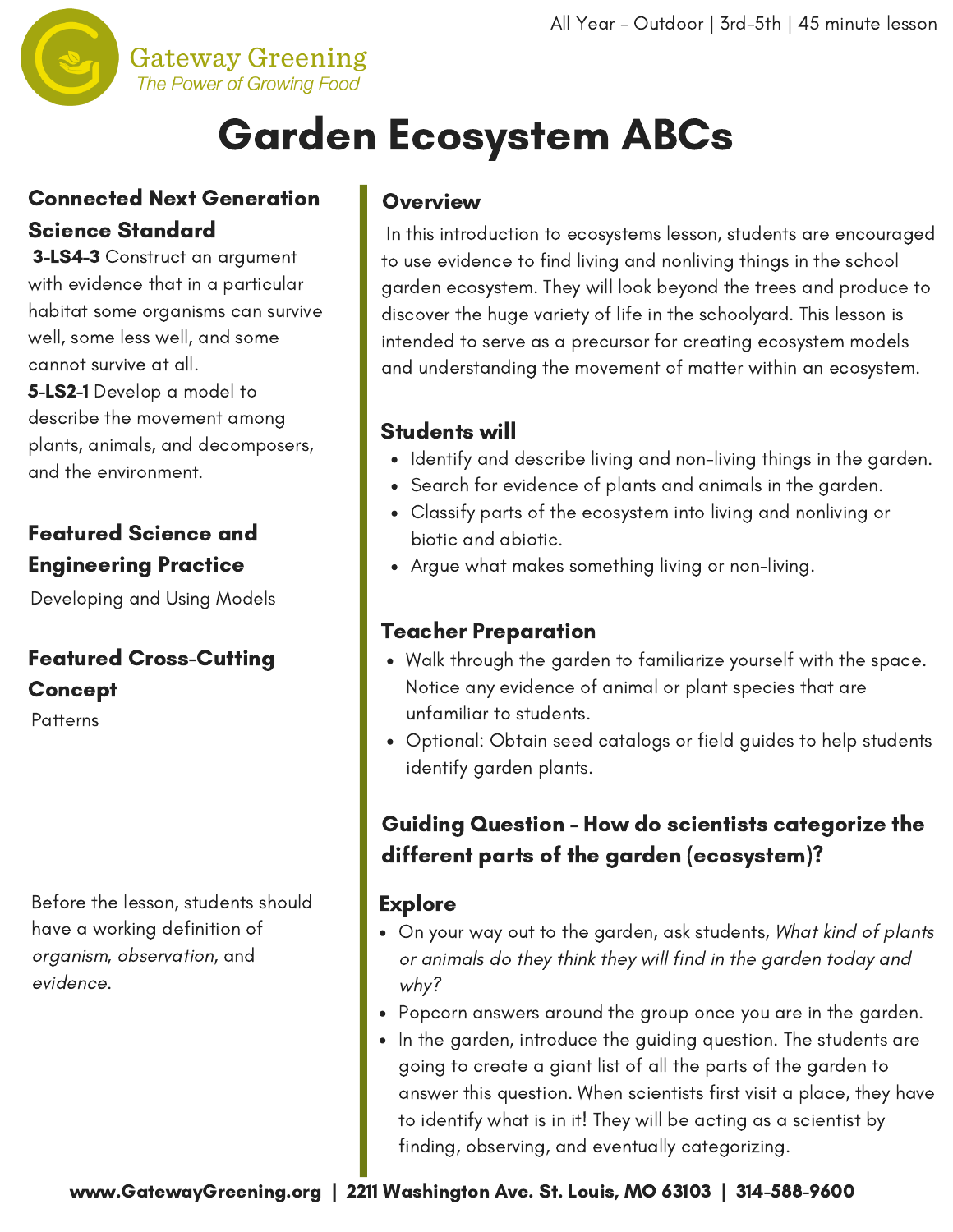All Year - Outdoor | 3rd-5th | 45 minute lesson

Gateway Greening
*The Power of Growing Food*

# Garden Ecosystem ABCs

### Connected Next Generation Science Standard

**3-LS4-3** Construct an argument with evidence that in a particular habitat some organisms can survive well, some less well, and some cannot survive at all.

**5-LS2-1** Develop a model to describe the movement among plants, animals, and decomposers, and the environment.

### Featured Science and Engineering Practice

Developing and Using Models

### Featured Cross-Cutting Concept

Patterns

Before the lesson, students should have a working definition of *organism*, *observation*, and *evidence*.

### Overview

In this introduction to ecosystems lesson, students are encouraged to use evidence to find living and nonliving things in the school garden ecosystem. They will look beyond the trees and produce to discover the huge variety of life in the schoolyard. This lesson is intended to serve as a precursor for creating ecosystem models and understanding the movement of matter within an ecosystem.

### Students will

- Identify and describe living and non-living things in the garden.
- Search for evidence of plants and animals in the garden.
- Classify parts of the ecosystem into living and nonliving or biotic and abiotic.
- Argue what makes something living or non-living.

### Teacher Preparation

- Walk through the garden to familiarize yourself with the space. Notice any evidence of animal or plant species that are unfamiliar to students.
- Optional: Obtain seed catalogs or field guides to help students identify garden plants.

### Guiding Question - How do scientists categorize the different parts of the garden (ecosystem)?

### Explore

- On your way out to the garden, ask students, *What kind of plants or animals do they think they will find in the garden today and why?*
- Popcorn answers around the group once you are in the garden.
- In the garden, introduce the guiding question. The students are going to create a giant list of all the parts of the garden to answer this question. When scientists first visit a place, they have to identify what is in it! They will be acting as a scientist by finding, observing, and eventually categorizing.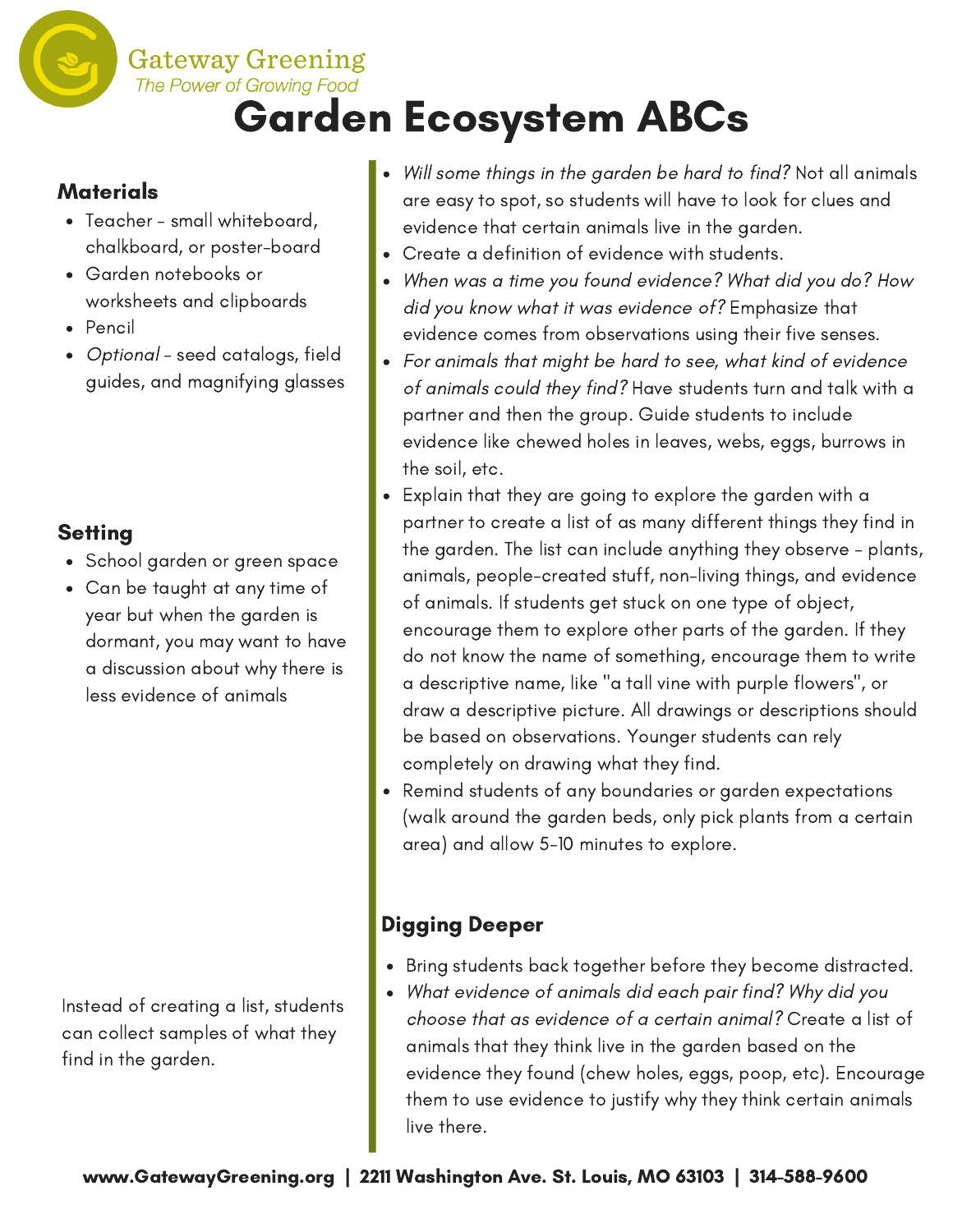# Garden Ecosystem ABCs

### Materials

- Teacher - small whiteboard, chalkboard, or poster-board
- Garden notebooks or worksheets and clipboards
- Pencil
- *Optional* - seed catalogs, field guides, and magnifying glasses

### Setting

- School garden or green space
- Can be taught at any time of year but when the garden is dormant, you may want to have a discussion about why there is less evidence of animals

Instead of creating a list, students can collect samples of what they find in the garden.

- *Will some things in the garden be hard to find?* Not all animals are easy to spot, so students will have to look for clues and evidence that certain animals live in the garden.
- Create a definition of evidence with students.
- *When was a time you found evidence? What did you do? How did you know what it was evidence of?* Emphasize that evidence comes from observations using their five senses.
- *For animals that might be hard to see, what kind of evidence of animals could they find?* Have students turn and talk with a partner and then the group. Guide students to include evidence like chewed holes in leaves, webs, eggs, burrows in the soil, etc.
- Explain that they are going to explore the garden with a partner to create a list of as many different things they find in the garden. The list can include anything they observe - plants, animals, people-created stuff, non-living things, and evidence of animals. If students get stuck on one type of object, encourage them to explore other parts of the garden. If they do not know the name of something, encourage them to write a descriptive name, like "a tall vine with purple flowers", or draw a descriptive picture. All drawings or descriptions should be based on observations. Younger students can rely completely on drawing what they find.
- Remind students of any boundaries or garden expectations (walk around the garden beds, only pick plants from a certain area) and allow 5-10 minutes to explore.

### Digging Deeper

- Bring students back together before they become distracted.
- *What evidence of animals did each pair find? Why did you choose that as evidence of a certain animal?* Create a list of animals that they think live in the garden based on the evidence they found (chew holes, eggs, poop, etc). Encourage them to use evidence to justify why they think certain animals live there.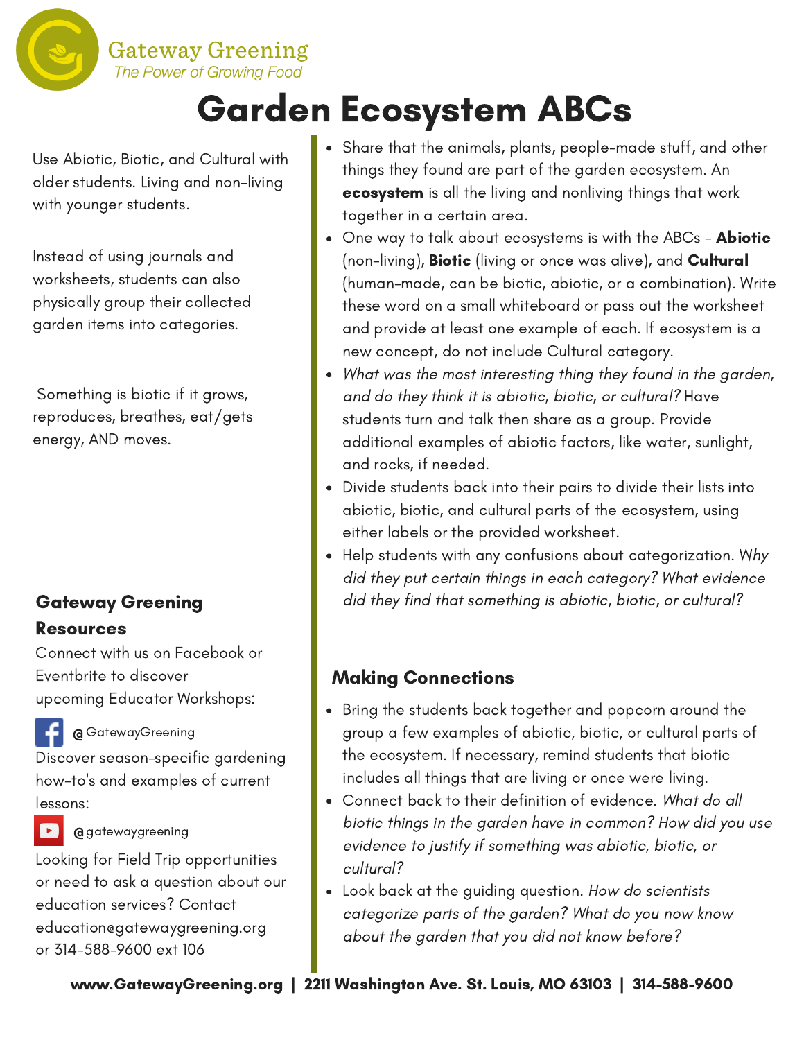Gateway Greening

*The Power of Growing Food*

# Garden Ecosystem ABCs

Use Abiotic, Biotic, and Cultural with older students. Living and non-living with younger students.

Instead of using journals and worksheets, students can also physically group their collected garden items into categories.

Something is biotic if it grows, reproduces, breathes, eat/gets energy, AND moves.

- Share that the animals, plants, people-made stuff, and other things they found are part of the garden ecosystem. An **ecosystem** is all the living and nonliving things that work together in a certain area.
- One way to talk about ecosystems is with the ABCs - **Abiotic** (non-living), **Biotic** (living or once was alive), and **Cultural** (human-made, can be biotic, abiotic, or a combination). Write these word on a small whiteboard or pass out the worksheet and provide at least one example of each. If ecosystem is a new concept, do not include Cultural category.
- *What was the most interesting thing they found in the garden, and do they think it is abiotic, biotic, or cultural?* Have students turn and talk then share as a group. Provide additional examples of abiotic factors, like water, sunlight, and rocks, if needed.
- Divide students back into their pairs to divide their lists into abiotic, biotic, and cultural parts of the ecosystem, using either labels or the provided worksheet.
- Help students with any confusions about categorization. *Why did they put certain things in each category? What evidence did they find that something is abiotic, biotic, or cultural?*

## Making Connections

- Bring the students back together and popcorn around the group a few examples of abiotic, biotic, or cultural parts of the ecosystem. If necessary, remind students that biotic includes all things that are living or once were living.
- Connect back to their definition of evidence. *What do all biotic things in the garden have in common? How did you use evidence to justify if something was abiotic, biotic, or cultural?*
- Look back at the guiding question. *How do scientists categorize parts of the garden? What do you now know about the garden that you did not know before?*

## Gateway Greening Resources

Connect with us on Facebook or Eventbrite to discover upcoming Educator Workshops:

@GatewayGreening

Discover season-specific gardening how-to's and examples of current lessons:

@gatewaygreening

Looking for Field Trip opportunities or need to ask a question about our education services? Contact education@gatewaygreening.org or 314-588-9600 ext 106

**www.GatewayGreening.org | 2211 Washington Ave. St. Louis, MO 63103 | 314-588-9600**